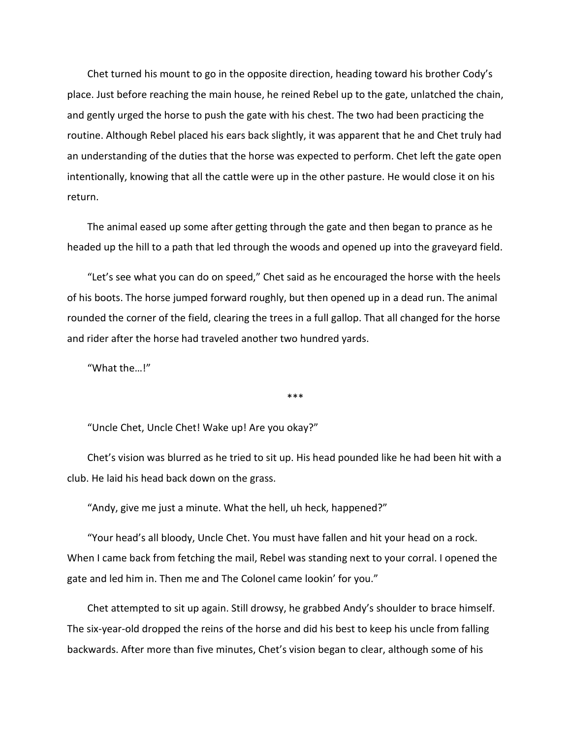Chet turned his mount to go in the opposite direction, heading toward his brother Cody's place. Just before reaching the main house, he reined Rebel up to the gate, unlatched the chain, and gently urged the horse to push the gate with his chest. The two had been practicing the routine. Although Rebel placed his ears back slightly, it was apparent that he and Chet truly had an understanding of the duties that the horse was expected to perform. Chet left the gate open intentionally, knowing that all the cattle were up in the other pasture. He would close it on his return.

The animal eased up some after getting through the gate and then began to prance as he headed up the hill to a path that led through the woods and opened up into the graveyard field.

"Let's see what you can do on speed," Chet said as he encouraged the horse with the heels of his boots. The horse jumped forward roughly, but then opened up in a dead run. The animal rounded the corner of the field, clearing the trees in a full gallop. That all changed for the horse and rider after the horse had traveled another two hundred yards.

"What the…!"

***

"Uncle Chet, Uncle Chet! Wake up! Are you okay?"

Chet's vision was blurred as he tried to sit up. His head pounded like he had been hit with a club. He laid his head back down on the grass.

"Andy, give me just a minute. What the hell, uh heck, happened?"

"Your head's all bloody, Uncle Chet. You must have fallen and hit your head on a rock. When I came back from fetching the mail, Rebel was standing next to your corral. I opened the gate and led him in. Then me and The Colonel came lookin' for you."

Chet attempted to sit up again. Still drowsy, he grabbed Andy's shoulder to brace himself. The six-year-old dropped the reins of the horse and did his best to keep his uncle from falling backwards. After more than five minutes, Chet's vision began to clear, although some of his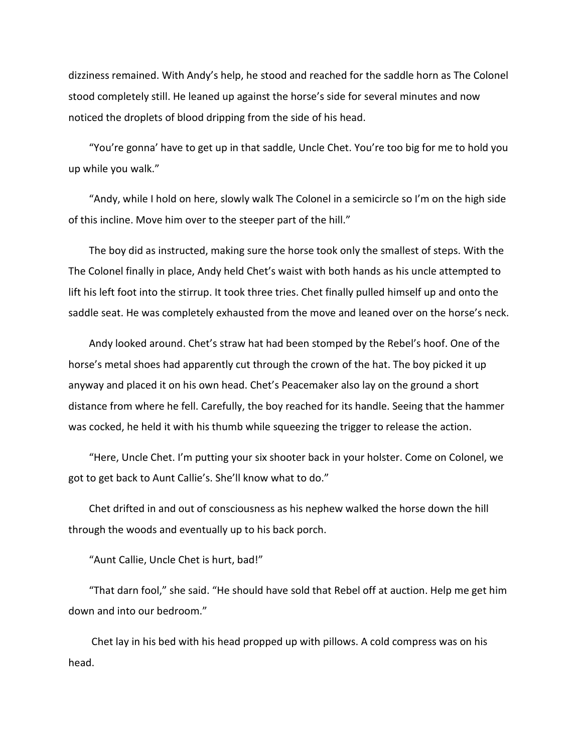dizziness remained. With Andy's help, he stood and reached for the saddle horn as The Colonel stood completely still. He leaned up against the horse's side for several minutes and now noticed the droplets of blood dripping from the side of his head.

"You're gonna' have to get up in that saddle, Uncle Chet. You're too big for me to hold you up while you walk."

"Andy, while I hold on here, slowly walk The Colonel in a semicircle so I'm on the high side of this incline. Move him over to the steeper part of the hill."

The boy did as instructed, making sure the horse took only the smallest of steps. With the The Colonel finally in place, Andy held Chet's waist with both hands as his uncle attempted to lift his left foot into the stirrup. It took three tries. Chet finally pulled himself up and onto the saddle seat. He was completely exhausted from the move and leaned over on the horse's neck.

Andy looked around. Chet's straw hat had been stomped by the Rebel's hoof. One of the horse's metal shoes had apparently cut through the crown of the hat. The boy picked it up anyway and placed it on his own head. Chet's Peacemaker also lay on the ground a short distance from where he fell. Carefully, the boy reached for its handle. Seeing that the hammer was cocked, he held it with his thumb while squeezing the trigger to release the action.

"Here, Uncle Chet. I'm putting your six shooter back in your holster. Come on Colonel, we got to get back to Aunt Callie's. She'll know what to do."

Chet drifted in and out of consciousness as his nephew walked the horse down the hill through the woods and eventually up to his back porch.

"Aunt Callie, Uncle Chet is hurt, bad!"

"That darn fool," she said. "He should have sold that Rebel off at auction. Help me get him down and into our bedroom."

Chet lay in his bed with his head propped up with pillows. A cold compress was on his head.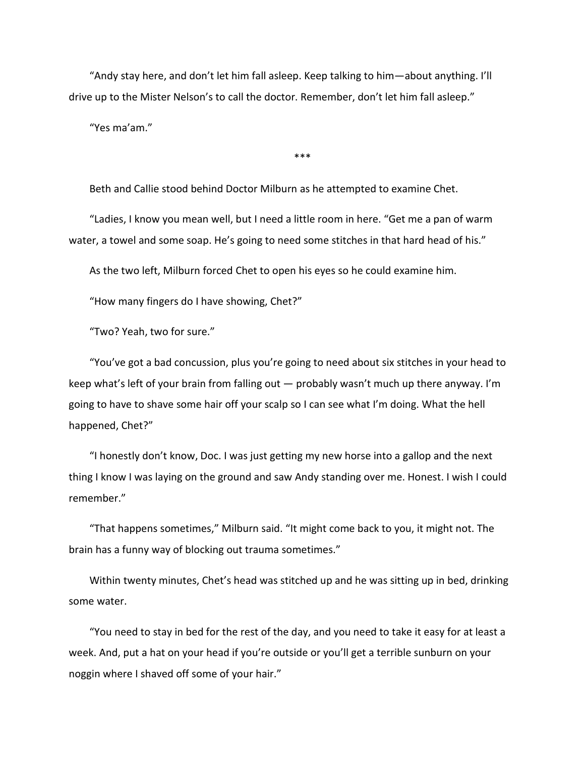"Andy stay here, and don't let him fall asleep. Keep talking to him—about anything. I'll drive up to the Mister Nelson's to call the doctor. Remember, don't let him fall asleep."

"Yes ma'am."

***

Beth and Callie stood behind Doctor Milburn as he attempted to examine Chet.

"Ladies, I know you mean well, but I need a little room in here. "Get me a pan of warm water, a towel and some soap. He's going to need some stitches in that hard head of his."

As the two left, Milburn forced Chet to open his eyes so he could examine him.

"How many fingers do I have showing, Chet?"

"Two? Yeah, two for sure."

"You've got a bad concussion, plus you're going to need about six stitches in your head to keep what's left of your brain from falling out — probably wasn't much up there anyway. I'm going to have to shave some hair off your scalp so I can see what I'm doing. What the hell happened, Chet?"

"I honestly don't know, Doc. I was just getting my new horse into a gallop and the next thing I know I was laying on the ground and saw Andy standing over me. Honest. I wish I could remember."

"That happens sometimes," Milburn said. "It might come back to you, it might not. The brain has a funny way of blocking out trauma sometimes."

Within twenty minutes, Chet's head was stitched up and he was sitting up in bed, drinking some water.

"You need to stay in bed for the rest of the day, and you need to take it easy for at least a week. And, put a hat on your head if you're outside or you'll get a terrible sunburn on your noggin where I shaved off some of your hair."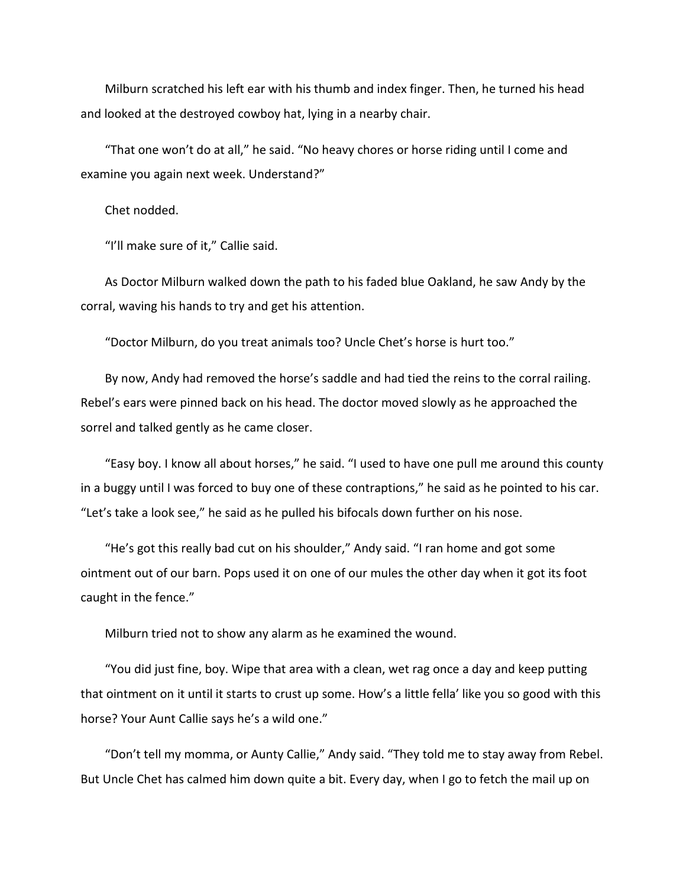Milburn scratched his left ear with his thumb and index finger. Then, he turned his head and looked at the destroyed cowboy hat, lying in a nearby chair.

"That one won't do at all," he said. "No heavy chores or horse riding until I come and examine you again next week. Understand?"

Chet nodded.

"I'll make sure of it," Callie said.

As Doctor Milburn walked down the path to his faded blue Oakland, he saw Andy by the corral, waving his hands to try and get his attention.

"Doctor Milburn, do you treat animals too? Uncle Chet's horse is hurt too."

By now, Andy had removed the horse's saddle and had tied the reins to the corral railing. Rebel's ears were pinned back on his head. The doctor moved slowly as he approached the sorrel and talked gently as he came closer.

"Easy boy. I know all about horses," he said. "I used to have one pull me around this county in a buggy until I was forced to buy one of these contraptions," he said as he pointed to his car. "Let's take a look see," he said as he pulled his bifocals down further on his nose.

"He's got this really bad cut on his shoulder," Andy said. "I ran home and got some ointment out of our barn. Pops used it on one of our mules the other day when it got its foot caught in the fence."

Milburn tried not to show any alarm as he examined the wound.

"You did just fine, boy. Wipe that area with a clean, wet rag once a day and keep putting that ointment on it until it starts to crust up some. How's a little fella' like you so good with this horse? Your Aunt Callie says he's a wild one."

"Don't tell my momma, or Aunty Callie," Andy said. "They told me to stay away from Rebel. But Uncle Chet has calmed him down quite a bit. Every day, when I go to fetch the mail up on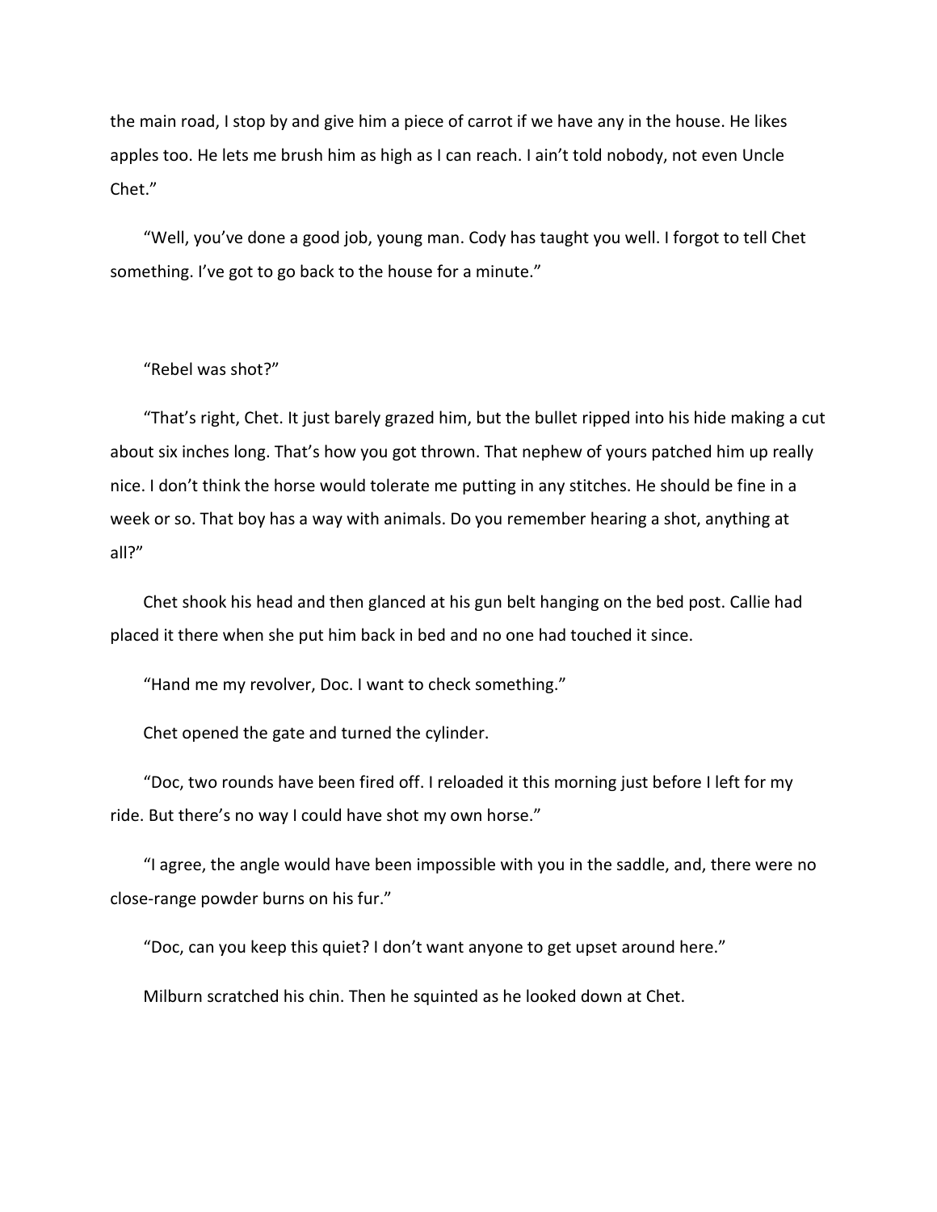the main road, I stop by and give him a piece of carrot if we have any in the house. He likes apples too. He lets me brush him as high as I can reach. I ain't told nobody, not even Uncle Chet."

"Well, you've done a good job, young man. Cody has taught you well. I forgot to tell Chet something. I've got to go back to the house for a minute."

"Rebel was shot?"

"That's right, Chet. It just barely grazed him, but the bullet ripped into his hide making a cut about six inches long. That's how you got thrown. That nephew of yours patched him up really nice. I don't think the horse would tolerate me putting in any stitches. He should be fine in a week or so. That boy has a way with animals. Do you remember hearing a shot, anything at all?"

Chet shook his head and then glanced at his gun belt hanging on the bed post. Callie had placed it there when she put him back in bed and no one had touched it since.

"Hand me my revolver, Doc. I want to check something."

Chet opened the gate and turned the cylinder.

"Doc, two rounds have been fired off. I reloaded it this morning just before I left for my ride. But there's no way I could have shot my own horse."

"I agree, the angle would have been impossible with you in the saddle, and, there were no close-range powder burns on his fur."

"Doc, can you keep this quiet? I don't want anyone to get upset around here."

Milburn scratched his chin. Then he squinted as he looked down at Chet.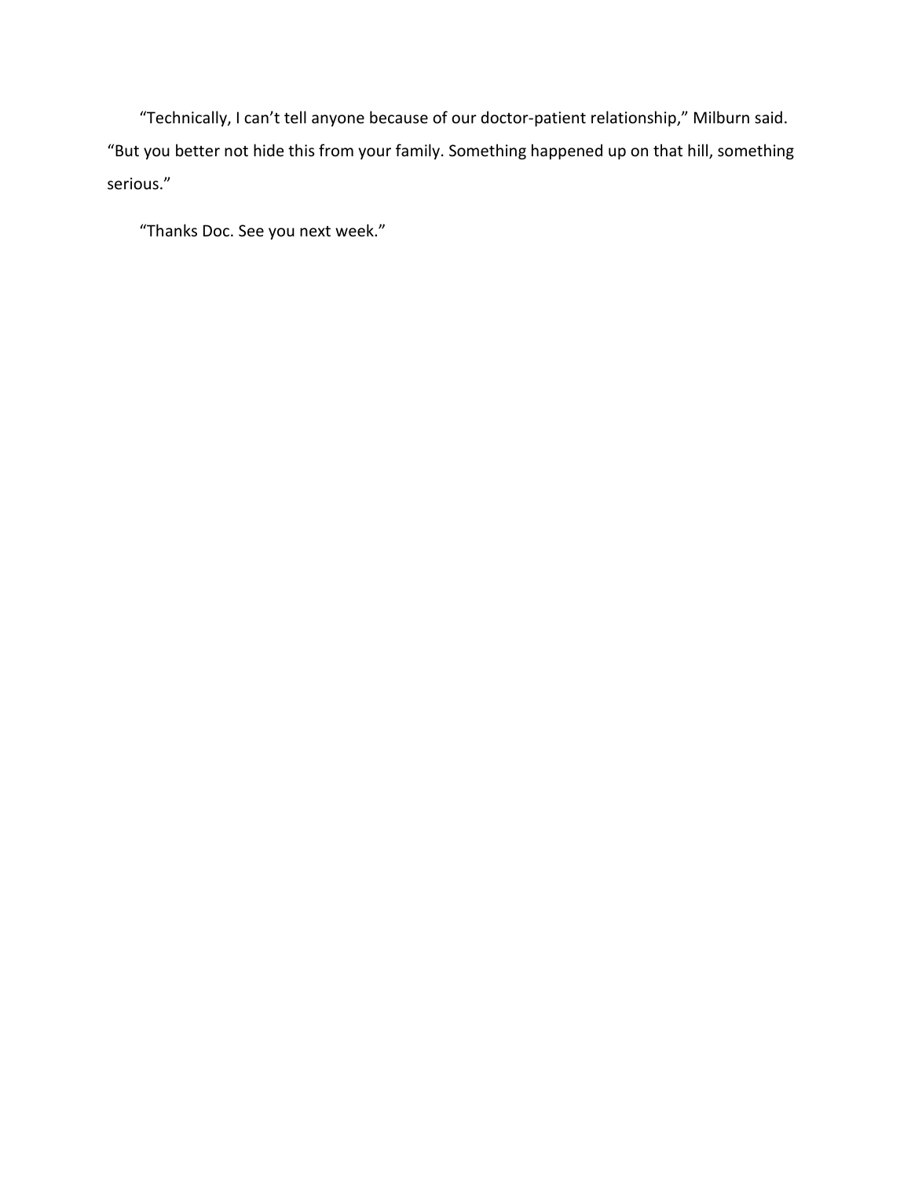"Technically, I can't tell anyone because of our doctor-patient relationship," Milburn said. "But you better not hide this from your family. Something happened up on that hill, something serious."

"Thanks Doc. See you next week."